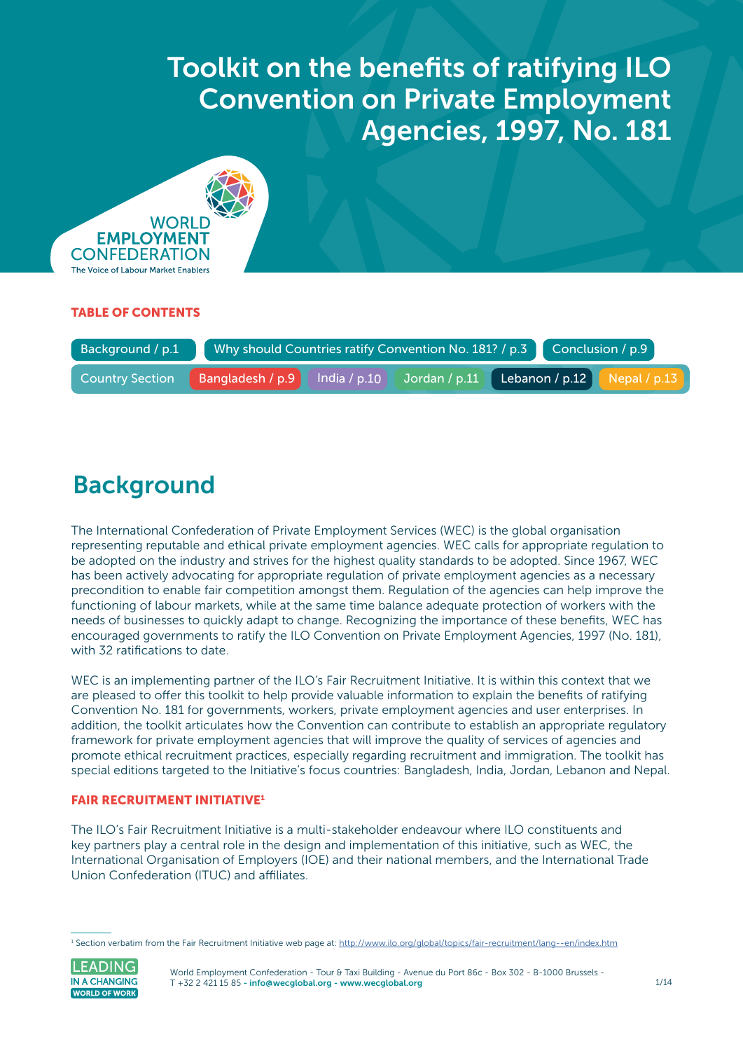# Toolkit on the benefits of ratifying ILO Convention on Private Employment Agencies, 1997, No. 181

WORLD EMPLOYMENT CONFEDERATION
The Voice of Labour Market Enablers

### TABLE OF CONTENTS

Background / p.1 | Why should Countries ratify Convention No. 181? / p.3 | Conclusion / p.9

Country Section: Bangladesh / p.9 | India / p.10 | Jordan / p.11 | Lebanon / p.12 | Nepal / p.13

## Background

The International Confederation of Private Employment Services (WEC) is the global organisation representing reputable and ethical private employment agencies. WEC calls for appropriate regulation to be adopted on the industry and strives for the highest quality standards to be adopted. Since 1967, WEC has been actively advocating for appropriate regulation of private employment agencies as a necessary precondition to enable fair competition amongst them. Regulation of the agencies can help improve the functioning of labour markets, while at the same time balance adequate protection of workers with the needs of businesses to quickly adapt to change. Recognizing the importance of these benefits, WEC has encouraged governments to ratify the ILO Convention on Private Employment Agencies, 1997 (No. 181), with 32 ratifications to date.

WEC is an implementing partner of the ILO's Fair Recruitment Initiative. It is within this context that we are pleased to offer this toolkit to help provide valuable information to explain the benefits of ratifying Convention No. 181 for governments, workers, private employment agencies and user enterprises. In addition, the toolkit articulates how the Convention can contribute to establish an appropriate regulatory framework for private employment agencies that will improve the quality of services of agencies and promote ethical recruitment practices, especially regarding recruitment and immigration. The toolkit has special editions targeted to the Initiative's focus countries: Bangladesh, India, Jordan, Lebanon and Nepal.

### FAIR RECRUITMENT INITIATIVE[1]

The ILO's Fair Recruitment Initiative is a multi-stakeholder endeavour where ILO constituents and key partners play a central role in the design and implementation of this initiative, such as WEC, the International Organisation of Employers (IOE) and their national members, and the International Trade Union Confederation (ITUC) and affiliates.

[1] Section verbatim from the Fair Recruitment Initiative web page at: http://www.ilo.org/global/topics/fair-recruitment/lang--en/index.htm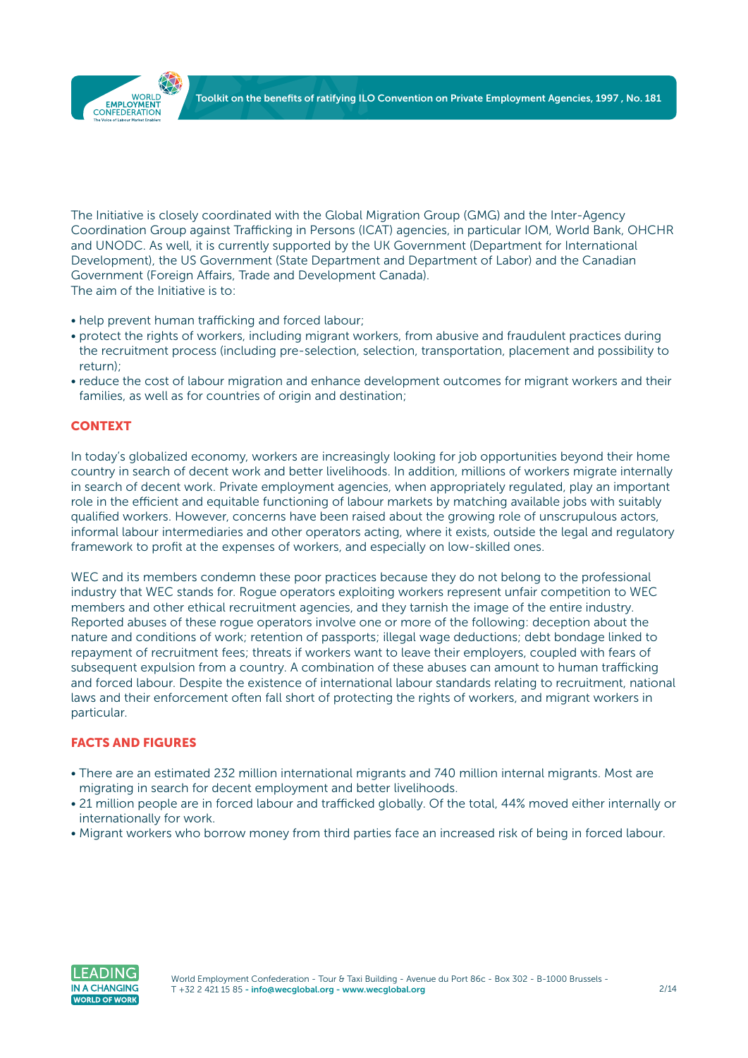The Initiative is closely coordinated with the Global Migration Group (GMG) and the Inter-Agency Coordination Group against Trafficking in Persons (ICAT) agencies, in particular IOM, World Bank, OHCHR and UNODC. As well, it is currently supported by the UK Government (Department for International Development), the US Government (State Department and Department of Labor) and the Canadian Government (Foreign Affairs, Trade and Development Canada).
The aim of the Initiative is to:

- help prevent human trafficking and forced labour;
- protect the rights of workers, including migrant workers, from abusive and fraudulent practices during the recruitment process (including pre-selection, selection, transportation, placement and possibility to return);
- reduce the cost of labour migration and enhance development outcomes for migrant workers and their families, as well as for countries of origin and destination;

## CONTEXT

In today's globalized economy, workers are increasingly looking for job opportunities beyond their home country in search of decent work and better livelihoods. In addition, millions of workers migrate internally in search of decent work. Private employment agencies, when appropriately regulated, play an important role in the efficient and equitable functioning of labour markets by matching available jobs with suitably qualified workers. However, concerns have been raised about the growing role of unscrupulous actors, informal labour intermediaries and other operators acting, where it exists, outside the legal and regulatory framework to profit at the expenses of workers, and especially on low-skilled ones.

WEC and its members condemn these poor practices because they do not belong to the professional industry that WEC stands for. Rogue operators exploiting workers represent unfair competition to WEC members and other ethical recruitment agencies, and they tarnish the image of the entire industry. Reported abuses of these rogue operators involve one or more of the following: deception about the nature and conditions of work; retention of passports; illegal wage deductions; debt bondage linked to repayment of recruitment fees; threats if workers want to leave their employers, coupled with fears of subsequent expulsion from a country. A combination of these abuses can amount to human trafficking and forced labour. Despite the existence of international labour standards relating to recruitment, national laws and their enforcement often fall short of protecting the rights of workers, and migrant workers in particular.

## FACTS AND FIGURES

- There are an estimated 232 million international migrants and 740 million internal migrants. Most are migrating in search for decent employment and better livelihoods.
- 21 million people are in forced labour and trafficked globally. Of the total, 44% moved either internally or internationally for work.
- Migrant workers who borrow money from third parties face an increased risk of being in forced labour.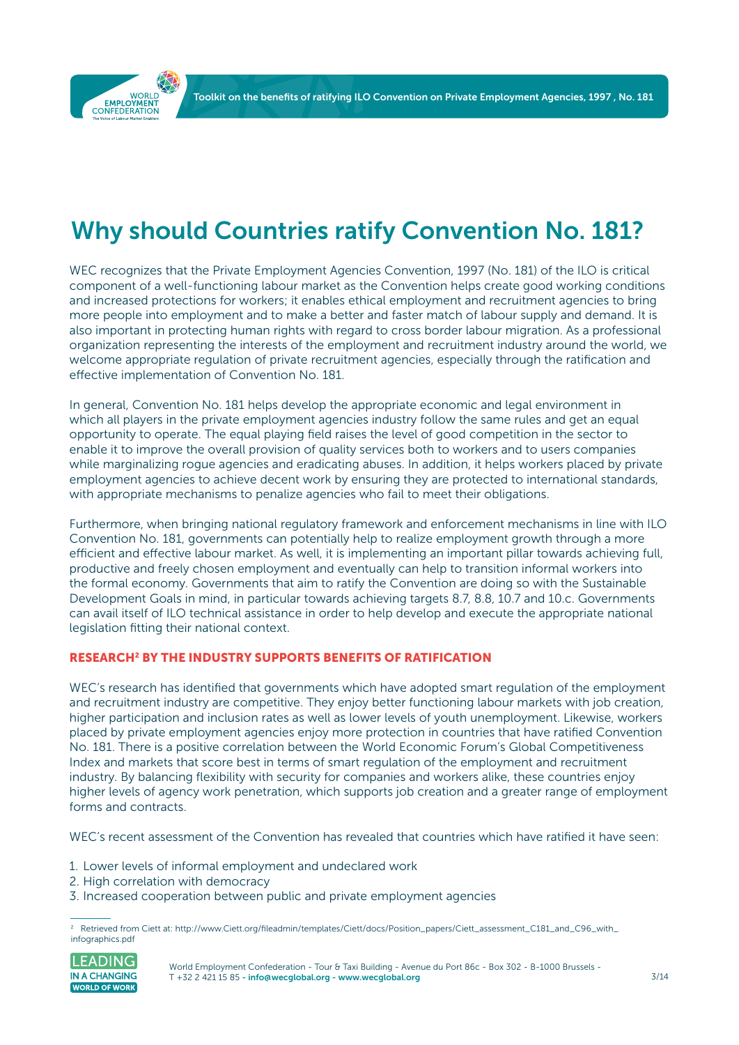# Why should Countries ratify Convention No. 181?

WEC recognizes that the Private Employment Agencies Convention, 1997 (No. 181) of the ILO is critical component of a well-functioning labour market as the Convention helps create good working conditions and increased protections for workers; it enables ethical employment and recruitment agencies to bring more people into employment and to make a better and faster match of labour supply and demand. It is also important in protecting human rights with regard to cross border labour migration. As a professional organization representing the interests of the employment and recruitment industry around the world, we welcome appropriate regulation of private recruitment agencies, especially through the ratification and effective implementation of Convention No. 181.

In general, Convention No. 181 helps develop the appropriate economic and legal environment in which all players in the private employment agencies industry follow the same rules and get an equal opportunity to operate. The equal playing field raises the level of good competition in the sector to enable it to improve the overall provision of quality services both to workers and to users companies while marginalizing rogue agencies and eradicating abuses. In addition, it helps workers placed by private employment agencies to achieve decent work by ensuring they are protected to international standards, with appropriate mechanisms to penalize agencies who fail to meet their obligations.

Furthermore, when bringing national regulatory framework and enforcement mechanisms in line with ILO Convention No. 181, governments can potentially help to realize employment growth through a more efficient and effective labour market. As well, it is implementing an important pillar towards achieving full, productive and freely chosen employment and eventually can help to transition informal workers into the formal economy. Governments that aim to ratify the Convention are doing so with the Sustainable Development Goals in mind, in particular towards achieving targets 8.7, 8.8, 10.7 and 10.c. Governments can avail itself of ILO technical assistance in order to help develop and execute the appropriate national legislation fitting their national context.

### RESEARCH[2] BY THE INDUSTRY SUPPORTS BENEFITS OF RATIFICATION

WEC's research has identified that governments which have adopted smart regulation of the employment and recruitment industry are competitive. They enjoy better functioning labour markets with job creation, higher participation and inclusion rates as well as lower levels of youth unemployment. Likewise, workers placed by private employment agencies enjoy more protection in countries that have ratified Convention No. 181. There is a positive correlation between the World Economic Forum's Global Competitiveness Index and markets that score best in terms of smart regulation of the employment and recruitment industry. By balancing flexibility with security for companies and workers alike, these countries enjoy higher levels of agency work penetration, which supports job creation and a greater range of employment forms and contracts.

WEC's recent assessment of the Convention has revealed that countries which have ratified it have seen:

1. Lower levels of informal employment and undeclared work
2. High correlation with democracy
3. Increased cooperation between public and private employment agencies

[2] Retrieved from Ciett at: http://www.Ciett.org/fileadmin/templates/Ciett/docs/Position_papers/Ciett_assessment_C181_and_C96_with_infographics.pdf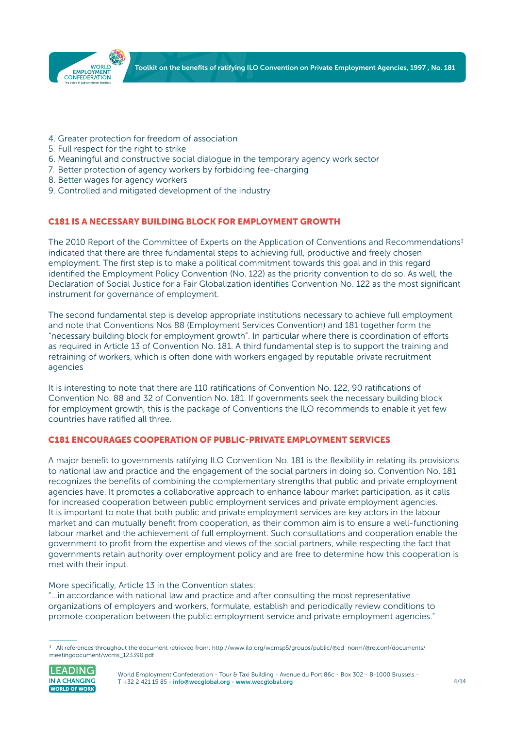4. Greater protection for freedom of association
5. Full respect for the right to strike
6. Meaningful and constructive social dialogue in the temporary agency work sector
7. Better protection of agency workers by forbidding fee-charging
8. Better wages for agency workers
9. Controlled and mitigated development of the industry

## C181 IS A NECESSARY BUILDING BLOCK FOR EMPLOYMENT GROWTH

The 2010 Report of the Committee of Experts on the Application of Conventions and Recommendations[3] indicated that there are three fundamental steps to achieving full, productive and freely chosen employment. The first step is to make a political commitment towards this goal and in this regard identified the Employment Policy Convention (No. 122) as the priority convention to do so. As well, the Declaration of Social Justice for a Fair Globalization identifies Convention No. 122 as the most significant instrument for governance of employment.

The second fundamental step is develop appropriate institutions necessary to achieve full employment and note that Conventions Nos 88 (Employment Services Convention) and 181 together form the "necessary building block for employment growth". In particular where there is coordination of efforts as required in Article 13 of Convention No. 181. A third fundamental step is to support the training and retraining of workers, which is often done with workers engaged by reputable private recruitment agencies

It is interesting to note that there are 110 ratifications of Convention No. 122, 90 ratifications of Convention No. 88 and 32 of Convention No. 181. If governments seek the necessary building block for employment growth, this is the package of Conventions the ILO recommends to enable it yet few countries have ratified all three.

## C181 ENCOURAGES COOPERATION OF PUBLIC-PRIVATE EMPLOYMENT SERVICES

A major benefit to governments ratifying ILO Convention No. 181 is the flexibility in relating its provisions to national law and practice and the engagement of the social partners in doing so. Convention No. 181 recognizes the benefits of combining the complementary strengths that public and private employment agencies have. It promotes a collaborative approach to enhance labour market participation, as it calls for increased cooperation between public employment services and private employment agencies. It is important to note that both public and private employment services are key actors in the labour market and can mutually benefit from cooperation, as their common aim is to ensure a well-functioning labour market and the achievement of full employment. Such consultations and cooperation enable the government to profit from the expertise and views of the social partners, while respecting the fact that governments retain authority over employment policy and are free to determine how this cooperation is met with their input.

More specifically, Article 13 in the Convention states:
"...in accordance with national law and practice and after consulting the most representative organizations of employers and workers, formulate, establish and periodically review conditions to promote cooperation between the public employment service and private employment agencies."

[3] All references throughout the document retrieved from: http://www.ilo.org/wcmsp5/groups/public/@ed_norm/@relconf/documents/meetingdocument/wcms_123390.pdf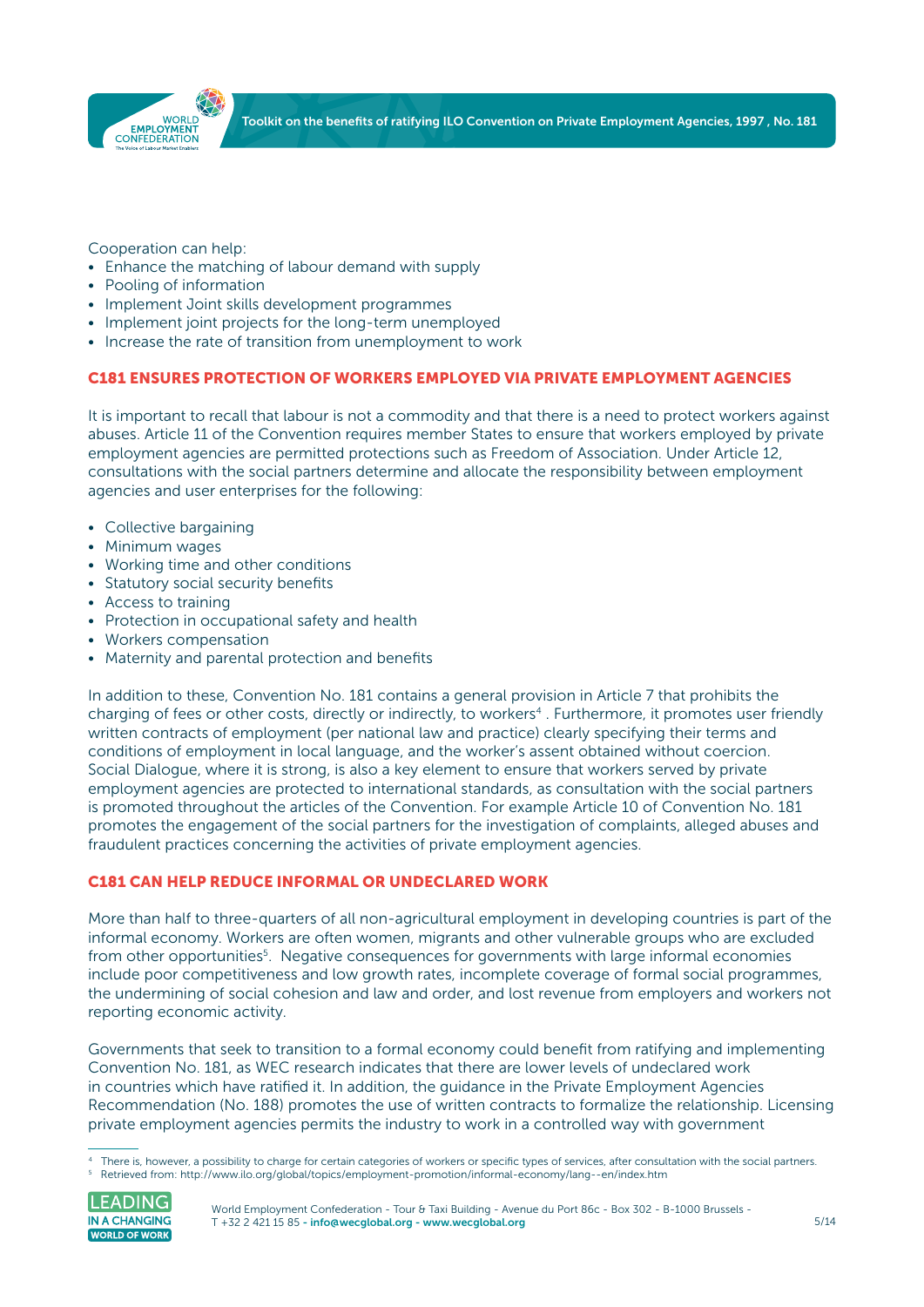Cooperation can help:

- Enhance the matching of labour demand with supply
- Pooling of information
- Implement Joint skills development programmes
- Implement joint projects for the long-term unemployed
- Increase the rate of transition from unemployment to work

## C181 ENSURES PROTECTION OF WORKERS EMPLOYED VIA PRIVATE EMPLOYMENT AGENCIES

It is important to recall that labour is not a commodity and that there is a need to protect workers against abuses. Article 11 of the Convention requires member States to ensure that workers employed by private employment agencies are permitted protections such as Freedom of Association. Under Article 12, consultations with the social partners determine and allocate the responsibility between employment agencies and user enterprises for the following:

- Collective bargaining
- Minimum wages
- Working time and other conditions
- Statutory social security benefits
- Access to training
- Protection in occupational safety and health
- Workers compensation
- Maternity and parental protection and benefits

In addition to these, Convention No. 181 contains a general provision in Article 7 that prohibits the charging of fees or other costs, directly or indirectly, to workers[4] . Furthermore, it promotes user friendly written contracts of employment (per national law and practice) clearly specifying their terms and conditions of employment in local language, and the worker's assent obtained without coercion. Social Dialogue, where it is strong, is also a key element to ensure that workers served by private employment agencies are protected to international standards, as consultation with the social partners is promoted throughout the articles of the Convention. For example Article 10 of Convention No. 181 promotes the engagement of the social partners for the investigation of complaints, alleged abuses and fraudulent practices concerning the activities of private employment agencies.

## C181 CAN HELP REDUCE INFORMAL OR UNDECLARED WORK

More than half to three-quarters of all non-agricultural employment in developing countries is part of the informal economy. Workers are often women, migrants and other vulnerable groups who are excluded from other opportunities[5]. Negative consequences for governments with large informal economies include poor competitiveness and low growth rates, incomplete coverage of formal social programmes, the undermining of social cohesion and law and order, and lost revenue from employers and workers not reporting economic activity.

Governments that seek to transition to a formal economy could benefit from ratifying and implementing Convention No. 181, as WEC research indicates that there are lower levels of undeclared work in countries which have ratified it. In addition, the guidance in the Private Employment Agencies Recommendation (No. 188) promotes the use of written contracts to formalize the relationship. Licensing private employment agencies permits the industry to work in a controlled way with government

[4] There is, however, a possibility to charge for certain categories of workers or specific types of services, after consultation with the social partners.

[5] Retrieved from: http://www.ilo.org/global/topics/employment-promotion/informal-economy/lang--en/index.htm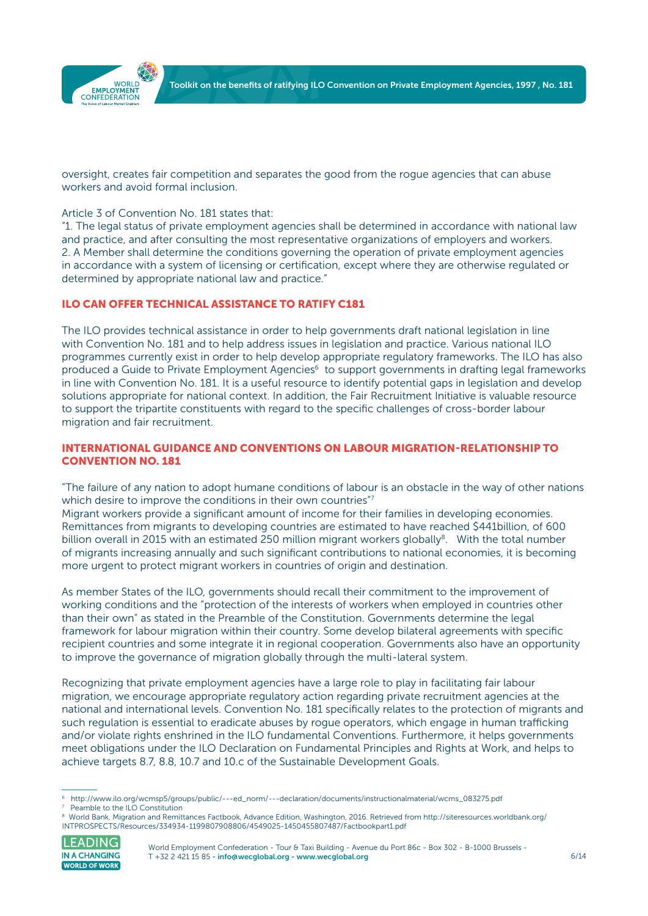oversight, creates fair competition and separates the good from the rogue agencies that can abuse workers and avoid formal inclusion.

Article 3 of Convention No. 181 states that:

"1. The legal status of private employment agencies shall be determined in accordance with national law and practice, and after consulting the most representative organizations of employers and workers.
2. A Member shall determine the conditions governing the operation of private employment agencies in accordance with a system of licensing or certification, except where they are otherwise regulated or determined by appropriate national law and practice."

## ILO CAN OFFER TECHNICAL ASSISTANCE TO RATIFY C181

The ILO provides technical assistance in order to help governments draft national legislation in line with Convention No. 181 and to help address issues in legislation and practice. Various national ILO programmes currently exist in order to help develop appropriate regulatory frameworks. The ILO has also produced a Guide to Private Employment Agencies[6] to support governments in drafting legal frameworks in line with Convention No. 181. It is a useful resource to identify potential gaps in legislation and develop solutions appropriate for national context. In addition, the Fair Recruitment Initiative is valuable resource to support the tripartite constituents with regard to the specific challenges of cross-border labour migration and fair recruitment.

## INTERNATIONAL GUIDANCE AND CONVENTIONS ON LABOUR MIGRATION-RELATIONSHIP TO CONVENTION NO. 181

"The failure of any nation to adopt humane conditions of labour is an obstacle in the way of other nations which desire to improve the conditions in their own countries"[7]

Migrant workers provide a significant amount of income for their families in developing economies. Remittances from migrants to developing countries are estimated to have reached $441billion, of 600 billion overall in 2015 with an estimated 250 million migrant workers globally[8]. With the total number of migrants increasing annually and such significant contributions to national economies, it is becoming more urgent to protect migrant workers in countries of origin and destination.

As member States of the ILO, governments should recall their commitment to the improvement of working conditions and the "protection of the interests of workers when employed in countries other than their own" as stated in the Preamble of the Constitution. Governments determine the legal framework for labour migration within their country. Some develop bilateral agreements with specific recipient countries and some integrate it in regional cooperation. Governments also have an opportunity to improve the governance of migration globally through the multi-lateral system.

Recognizing that private employment agencies have a large role to play in facilitating fair labour migration, we encourage appropriate regulatory action regarding private recruitment agencies at the national and international levels. Convention No. 181 specifically relates to the protection of migrants and such regulation is essential to eradicate abuses by rogue operators, which engage in human trafficking and/or violate rights enshrined in the ILO fundamental Conventions. Furthermore, it helps governments meet obligations under the ILO Declaration on Fundamental Principles and Rights at Work, and helps to achieve targets 8.7, 8.8, 10.7 and 10.c of the Sustainable Development Goals.

---

[6] http://www.ilo.org/wcmsp5/groups/public/---ed_norm/---declaration/documents/instructionalmaterial/wcms_083275.pdf

[7] Peamble to the ILO Constitution

[8] World Bank, Migration and Remittances Factbook, Advance Edition, Washington, 2016. Retrieved from http://siteresources.worldbank.org/INTPROSPECTS/Resources/334934-1199807908806/4549025-1450455807487/Factbookpart1.pdf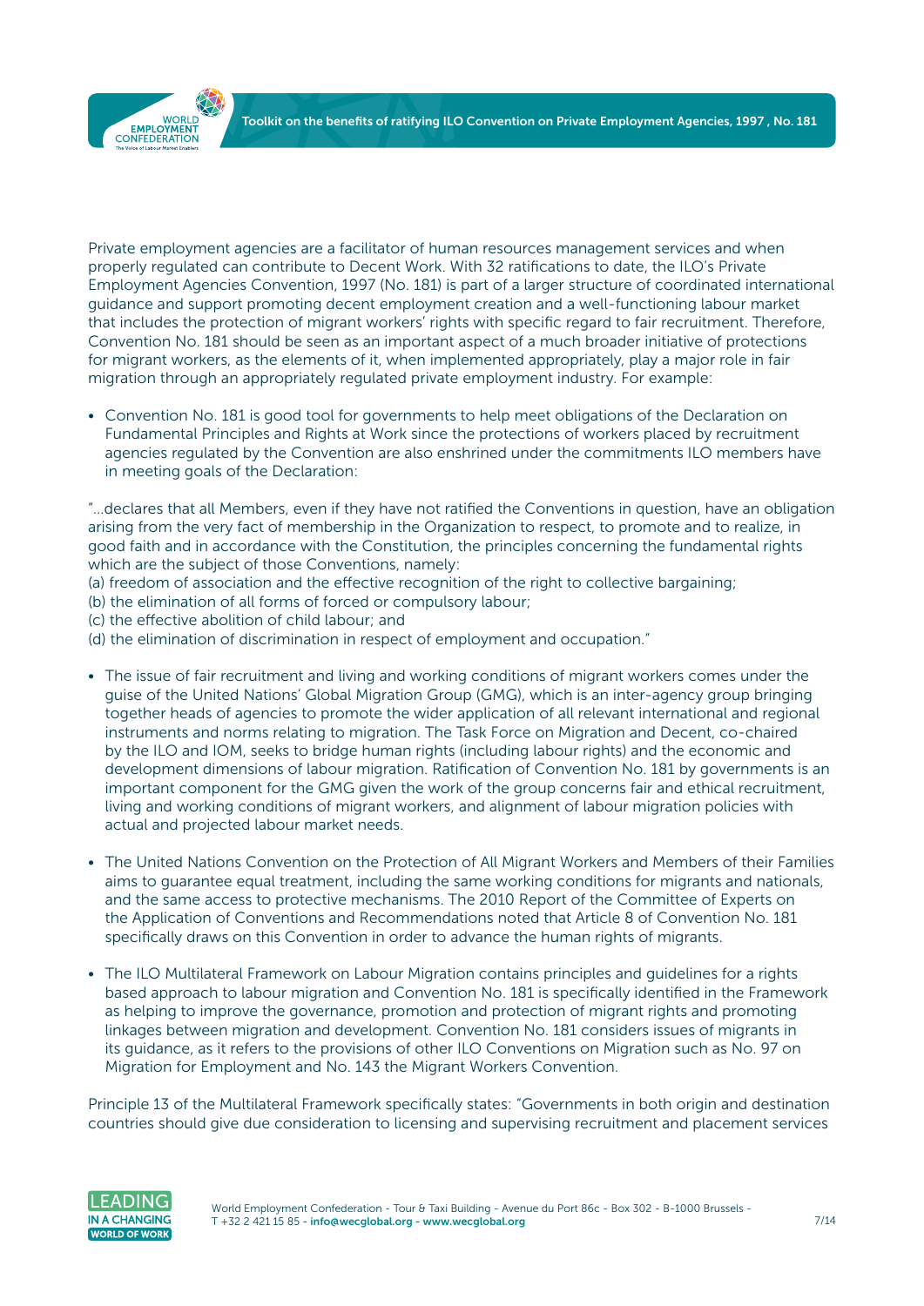Private employment agencies are a facilitator of human resources management services and when properly regulated can contribute to Decent Work. With 32 ratifications to date, the ILO's Private Employment Agencies Convention, 1997 (No. 181) is part of a larger structure of coordinated international guidance and support promoting decent employment creation and a well-functioning labour market that includes the protection of migrant workers' rights with specific regard to fair recruitment. Therefore, Convention No. 181 should be seen as an important aspect of a much broader initiative of protections for migrant workers, as the elements of it, when implemented appropriately, play a major role in fair migration through an appropriately regulated private employment industry. For example:

- Convention No. 181 is good tool for governments to help meet obligations of the Declaration on Fundamental Principles and Rights at Work since the protections of workers placed by recruitment agencies regulated by the Convention are also enshrined under the commitments ILO members have in meeting goals of the Declaration:

"...declares that all Members, even if they have not ratified the Conventions in question, have an obligation arising from the very fact of membership in the Organization to respect, to promote and to realize, in good faith and in accordance with the Constitution, the principles concerning the fundamental rights which are the subject of those Conventions, namely:
(a) freedom of association and the effective recognition of the right to collective bargaining;
(b) the elimination of all forms of forced or compulsory labour;
(c) the effective abolition of child labour; and
(d) the elimination of discrimination in respect of employment and occupation."

- The issue of fair recruitment and living and working conditions of migrant workers comes under the guise of the United Nations' Global Migration Group (GMG), which is an inter-agency group bringing together heads of agencies to promote the wider application of all relevant international and regional instruments and norms relating to migration. The Task Force on Migration and Decent, co-chaired by the ILO and IOM, seeks to bridge human rights (including labour rights) and the economic and development dimensions of labour migration. Ratification of Convention No. 181 by governments is an important component for the GMG given the work of the group concerns fair and ethical recruitment, living and working conditions of migrant workers, and alignment of labour migration policies with actual and projected labour market needs.

- The United Nations Convention on the Protection of All Migrant Workers and Members of their Families aims to guarantee equal treatment, including the same working conditions for migrants and nationals, and the same access to protective mechanisms. The 2010 Report of the Committee of Experts on the Application of Conventions and Recommendations noted that Article 8 of Convention No. 181 specifically draws on this Convention in order to advance the human rights of migrants.

- The ILO Multilateral Framework on Labour Migration contains principles and guidelines for a rights based approach to labour migration and Convention No. 181 is specifically identified in the Framework as helping to improve the governance, promotion and protection of migrant rights and promoting linkages between migration and development. Convention No. 181 considers issues of migrants in its guidance, as it refers to the provisions of other ILO Conventions on Migration such as No. 97 on Migration for Employment and No. 143 the Migrant Workers Convention.

Principle 13 of the Multilateral Framework specifically states: "Governments in both origin and destination countries should give due consideration to licensing and supervising recruitment and placement services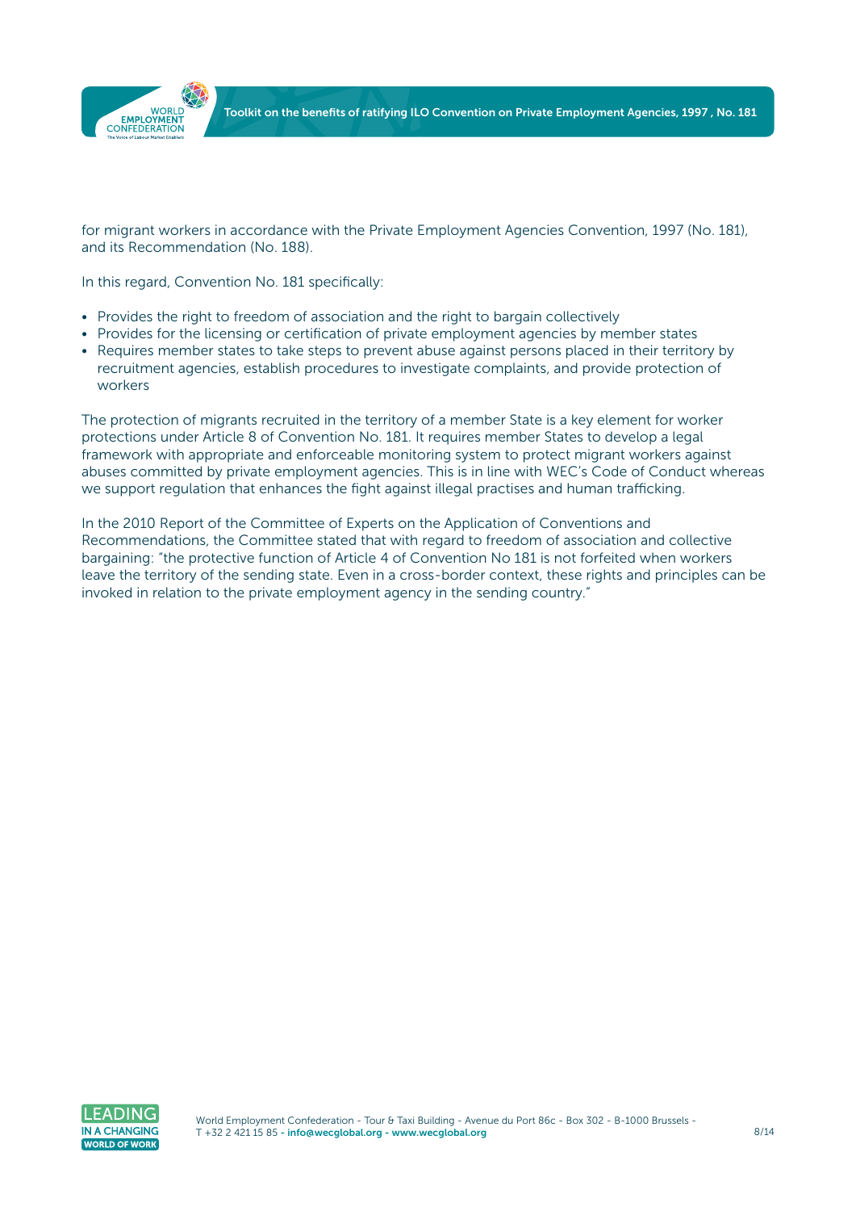for migrant workers in accordance with the Private Employment Agencies Convention, 1997 (No. 181), and its Recommendation (No. 188).

In this regard, Convention No. 181 specifically:

- Provides the right to freedom of association and the right to bargain collectively
- Provides for the licensing or certification of private employment agencies by member states
- Requires member states to take steps to prevent abuse against persons placed in their territory by recruitment agencies, establish procedures to investigate complaints, and provide protection of workers

The protection of migrants recruited in the territory of a member State is a key element for worker protections under Article 8 of Convention No. 181. It requires member States to develop a legal framework with appropriate and enforceable monitoring system to protect migrant workers against abuses committed by private employment agencies. This is in line with WEC's Code of Conduct whereas we support regulation that enhances the fight against illegal practises and human trafficking.

In the 2010 Report of the Committee of Experts on the Application of Conventions and Recommendations, the Committee stated that with regard to freedom of association and collective bargaining: "the protective function of Article 4 of Convention No 181 is not forfeited when workers leave the territory of the sending state. Even in a cross-border context, these rights and principles can be invoked in relation to the private employment agency in the sending country."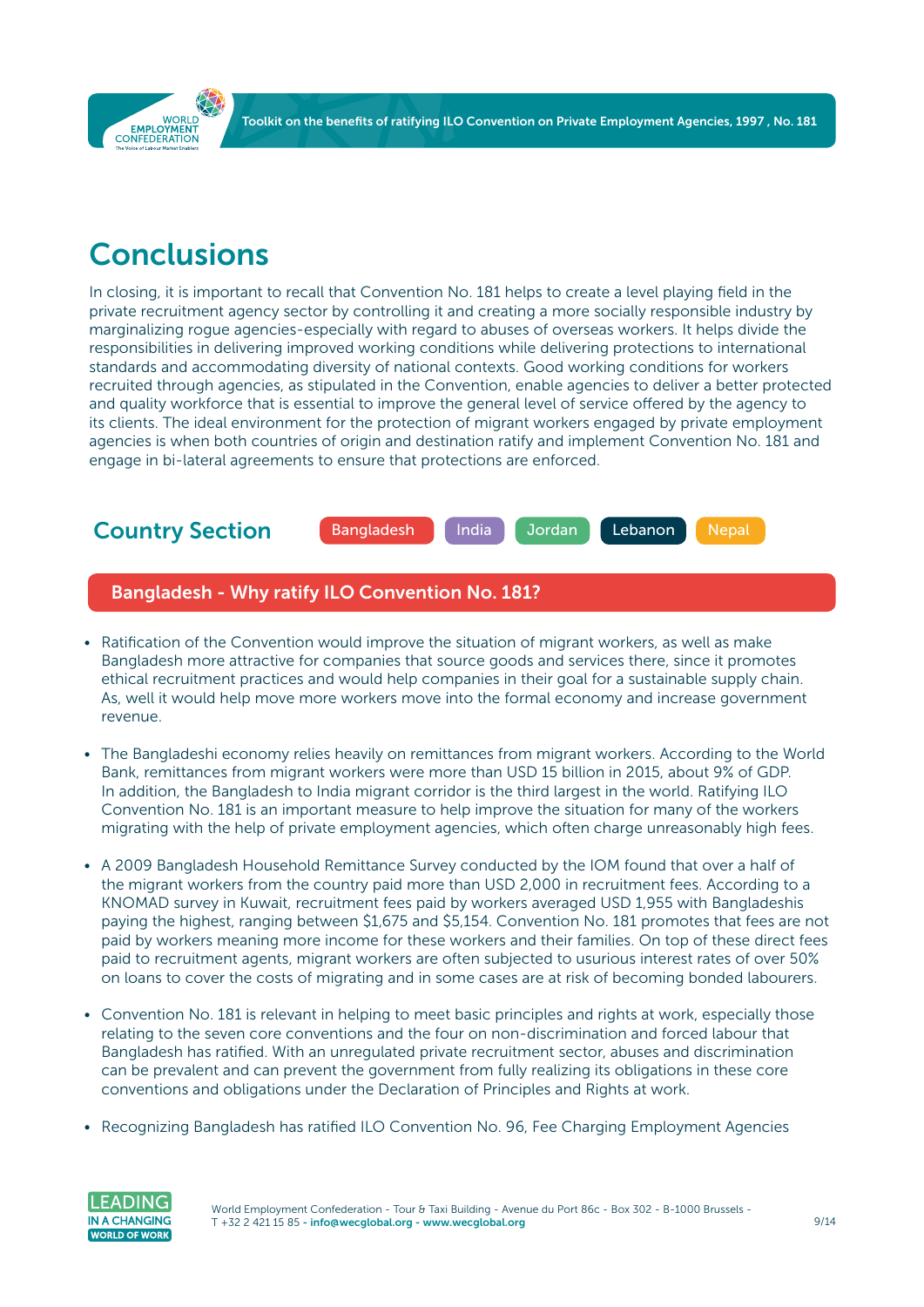# Conclusions

In closing, it is important to recall that Convention No. 181 helps to create a level playing field in the private recruitment agency sector by controlling it and creating a more socially responsible industry by marginalizing rogue agencies-especially with regard to abuses of overseas workers. It helps divide the responsibilities in delivering improved working conditions while delivering protections to international standards and accommodating diversity of national contexts. Good working conditions for workers recruited through agencies, as stipulated in the Convention, enable agencies to deliver a better protected and quality workforce that is essential to improve the general level of service offered by the agency to its clients. The ideal environment for the protection of migrant workers engaged by private employment agencies is when both countries of origin and destination ratify and implement Convention No. 181 and engage in bi-lateral agreements to ensure that protections are enforced.

## Country Section

Bangladesh | India | Jordan | Lebanon | Nepal

### Bangladesh - Why ratify ILO Convention No. 181?

- Ratification of the Convention would improve the situation of migrant workers, as well as make Bangladesh more attractive for companies that source goods and services there, since it promotes ethical recruitment practices and would help companies in their goal for a sustainable supply chain. As, well it would help move more workers move into the formal economy and increase government revenue.
- The Bangladeshi economy relies heavily on remittances from migrant workers. According to the World Bank, remittances from migrant workers were more than USD 15 billion in 2015, about 9% of GDP. In addition, the Bangladesh to India migrant corridor is the third largest in the world. Ratifying ILO Convention No. 181 is an important measure to help improve the situation for many of the workers migrating with the help of private employment agencies, which often charge unreasonably high fees.
- A 2009 Bangladesh Household Remittance Survey conducted by the IOM found that over a half of the migrant workers from the country paid more than USD 2,000 in recruitment fees. According to a KNOMAD survey in Kuwait, recruitment fees paid by workers averaged USD 1,955 with Bangladeshis paying the highest, ranging between $1,675 and $5,154. Convention No. 181 promotes that fees are not paid by workers meaning more income for these workers and their families. On top of these direct fees paid to recruitment agents, migrant workers are often subjected to usurious interest rates of over 50% on loans to cover the costs of migrating and in some cases are at risk of becoming bonded labourers.
- Convention No. 181 is relevant in helping to meet basic principles and rights at work, especially those relating to the seven core conventions and the four on non-discrimination and forced labour that Bangladesh has ratified. With an unregulated private recruitment sector, abuses and discrimination can be prevalent and can prevent the government from fully realizing its obligations in these core conventions and obligations under the Declaration of Principles and Rights at work.
- Recognizing Bangladesh has ratified ILO Convention No. 96, Fee Charging Employment Agencies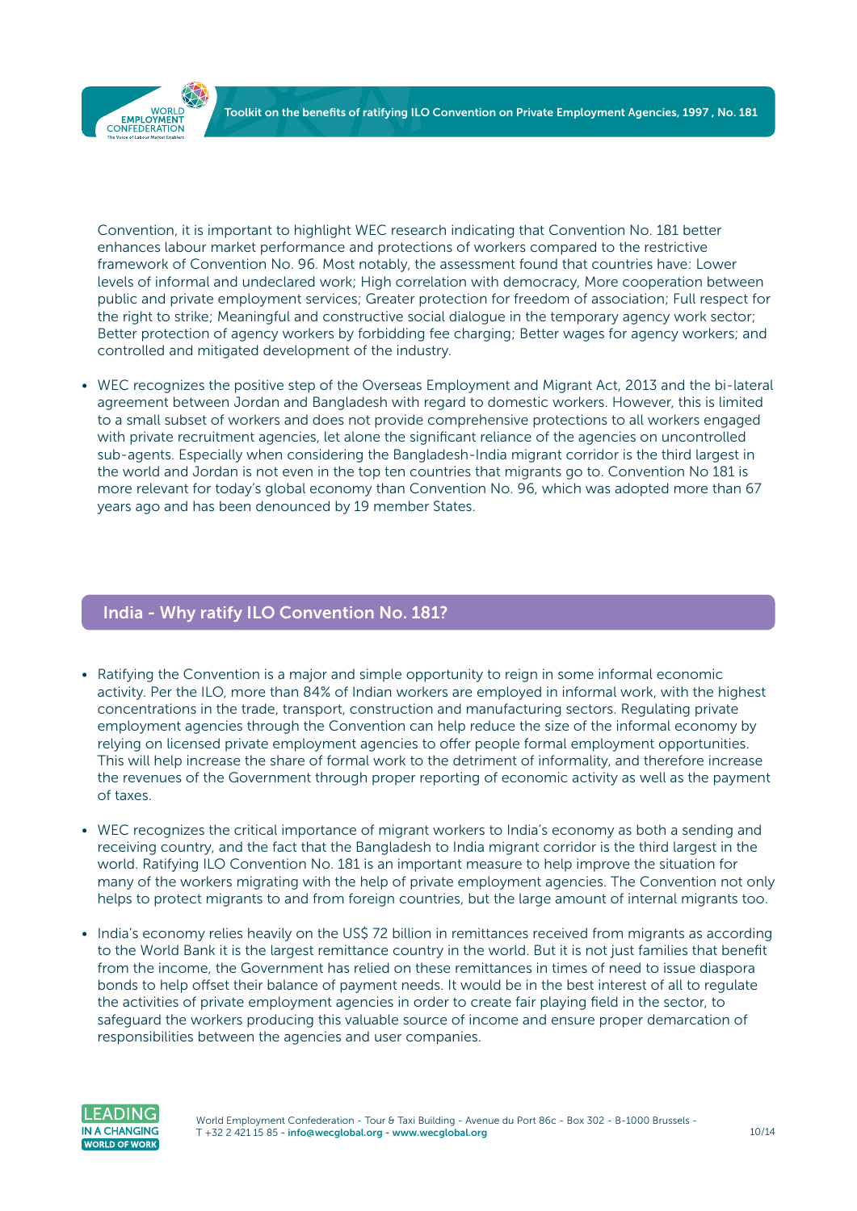Convention, it is important to highlight WEC research indicating that Convention No. 181 better enhances labour market performance and protections of workers compared to the restrictive framework of Convention No. 96. Most notably, the assessment found that countries have: Lower levels of informal and undeclared work; High correlation with democracy, More cooperation between public and private employment services; Greater protection for freedom of association; Full respect for the right to strike; Meaningful and constructive social dialogue in the temporary agency work sector; Better protection of agency workers by forbidding fee charging; Better wages for agency workers; and controlled and mitigated development of the industry.

- WEC recognizes the positive step of the Overseas Employment and Migrant Act, 2013 and the bi-lateral agreement between Jordan and Bangladesh with regard to domestic workers. However, this is limited to a small subset of workers and does not provide comprehensive protections to all workers engaged with private recruitment agencies, let alone the significant reliance of the agencies on uncontrolled sub-agents. Especially when considering the Bangladesh-India migrant corridor is the third largest in the world and Jordan is not even in the top ten countries that migrants go to. Convention No 181 is more relevant for today's global economy than Convention No. 96, which was adopted more than 67 years ago and has been denounced by 19 member States.

## India - Why ratify ILO Convention No. 181?

- Ratifying the Convention is a major and simple opportunity to reign in some informal economic activity. Per the ILO, more than 84% of Indian workers are employed in informal work, with the highest concentrations in the trade, transport, construction and manufacturing sectors. Regulating private employment agencies through the Convention can help reduce the size of the informal economy by relying on licensed private employment agencies to offer people formal employment opportunities. This will help increase the share of formal work to the detriment of informality, and therefore increase the revenues of the Government through proper reporting of economic activity as well as the payment of taxes.

- WEC recognizes the critical importance of migrant workers to India's economy as both a sending and receiving country, and the fact that the Bangladesh to India migrant corridor is the third largest in the world. Ratifying ILO Convention No. 181 is an important measure to help improve the situation for many of the workers migrating with the help of private employment agencies. The Convention not only helps to protect migrants to and from foreign countries, but the large amount of internal migrants too.

- India's economy relies heavily on the US$ 72 billion in remittances received from migrants as according to the World Bank it is the largest remittance country in the world. But it is not just families that benefit from the income, the Government has relied on these remittances in times of need to issue diaspora bonds to help offset their balance of payment needs. It would be in the best interest of all to regulate the activities of private employment agencies in order to create fair playing field in the sector, to safeguard the workers producing this valuable source of income and ensure proper demarcation of responsibilities between the agencies and user companies.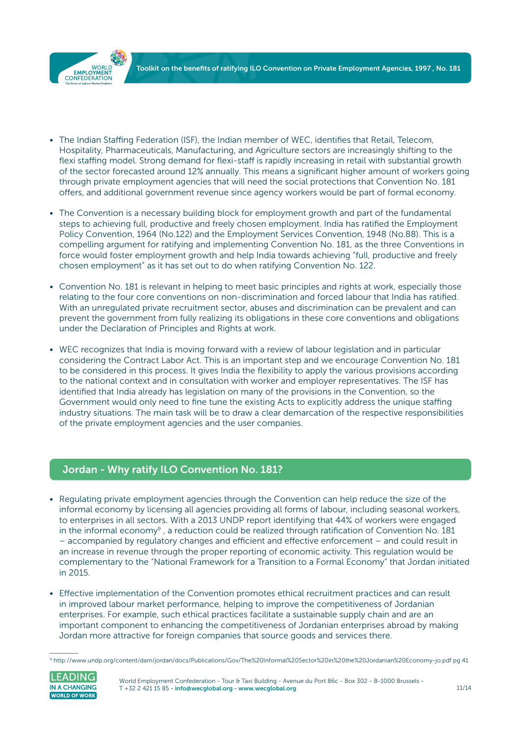- The Indian Staffing Federation (ISF), the Indian member of WEC, identifies that Retail, Telecom, Hospitality, Pharmaceuticals, Manufacturing, and Agriculture sectors are increasingly shifting to the flexi staffing model. Strong demand for flexi-staff is rapidly increasing in retail with substantial growth of the sector forecasted around 12% annually. This means a significant higher amount of workers going through private employment agencies that will need the social protections that Convention No. 181 offers, and additional government revenue since agency workers would be part of formal economy.

- The Convention is a necessary building block for employment growth and part of the fundamental steps to achieving full, productive and freely chosen employment. India has ratified the Employment Policy Convention, 1964 (No.122) and the Employment Services Convention, 1948 (No.88). This is a compelling argument for ratifying and implementing Convention No. 181, as the three Conventions in force would foster employment growth and help India towards achieving "full, productive and freely chosen employment" as it has set out to do when ratifying Convention No. 122.

- Convention No. 181 is relevant in helping to meet basic principles and rights at work, especially those relating to the four core conventions on non-discrimination and forced labour that India has ratified. With an unregulated private recruitment sector, abuses and discrimination can be prevalent and can prevent the government from fully realizing its obligations in these core conventions and obligations under the Declaration of Principles and Rights at work.

- WEC recognizes that India is moving forward with a review of labour legislation and in particular considering the Contract Labor Act. This is an important step and we encourage Convention No. 181 to be considered in this process. It gives India the flexibility to apply the various provisions according to the national context and in consultation with worker and employer representatives. The ISF has identified that India already has legislation on many of the provisions in the Convention, so the Government would only need to fine tune the existing Acts to explicitly address the unique staffing industry situations. The main task will be to draw a clear demarcation of the respective responsibilities of the private employment agencies and the user companies.

## Jordan - Why ratify ILO Convention No. 181?

- Regulating private employment agencies through the Convention can help reduce the size of the informal economy by licensing all agencies providing all forms of labour, including seasonal workers, to enterprises in all sectors. With a 2013 UNDP report identifying that 44% of workers were engaged in the informal economy[9], a reduction could be realized through ratification of Convention No. 181 – accompanied by regulatory changes and efficient and effective enforcement – and could result in an increase in revenue through the proper reporting of economic activity. This regulation would be complementary to the "National Framework for a Transition to a Formal Economy" that Jordan initiated in 2015.

- Effective implementation of the Convention promotes ethical recruitment practices and can result in improved labour market performance, helping to improve the competitiveness of Jordanian enterprises. For example, such ethical practices facilitate a sustainable supply chain and are an important component to enhancing the competitiveness of Jordanian enterprises abroad by making Jordan more attractive for foreign companies that source goods and services there.

[9] http://www.undp.org/content/dam/jordan/docs/Publications/Gov/The%20Informal%20Sector%20in%20the%20Jordanian%20Economy-jo.pdf pg 41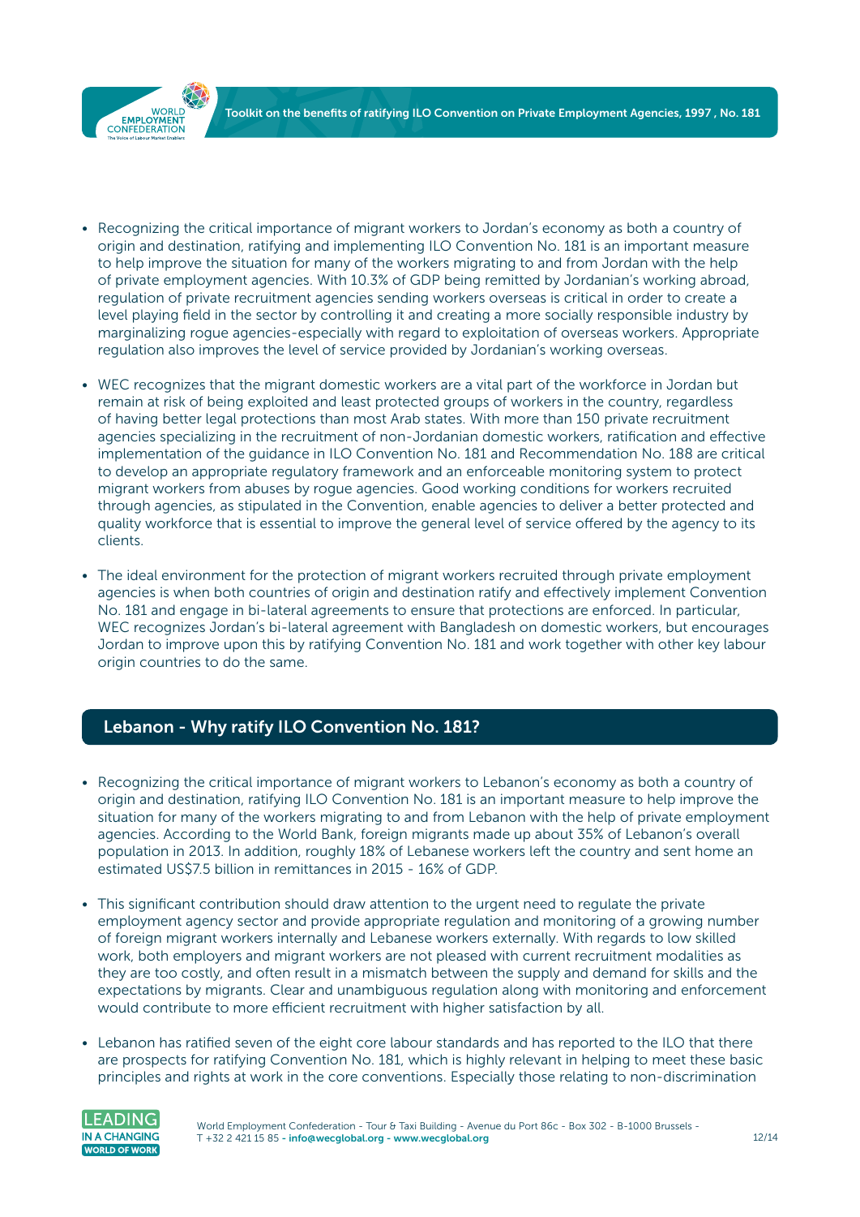- Recognizing the critical importance of migrant workers to Jordan's economy as both a country of origin and destination, ratifying and implementing ILO Convention No. 181 is an important measure to help improve the situation for many of the workers migrating to and from Jordan with the help of private employment agencies. With 10.3% of GDP being remitted by Jordanian's working abroad, regulation of private recruitment agencies sending workers overseas is critical in order to create a level playing field in the sector by controlling it and creating a more socially responsible industry by marginalizing rogue agencies-especially with regard to exploitation of overseas workers. Appropriate regulation also improves the level of service provided by Jordanian's working overseas.

- WEC recognizes that the migrant domestic workers are a vital part of the workforce in Jordan but remain at risk of being exploited and least protected groups of workers in the country, regardless of having better legal protections than most Arab states. With more than 150 private recruitment agencies specializing in the recruitment of non-Jordanian domestic workers, ratification and effective implementation of the guidance in ILO Convention No. 181 and Recommendation No. 188 are critical to develop an appropriate regulatory framework and an enforceable monitoring system to protect migrant workers from abuses by rogue agencies. Good working conditions for workers recruited through agencies, as stipulated in the Convention, enable agencies to deliver a better protected and quality workforce that is essential to improve the general level of service offered by the agency to its clients.

- The ideal environment for the protection of migrant workers recruited through private employment agencies is when both countries of origin and destination ratify and effectively implement Convention No. 181 and engage in bi-lateral agreements to ensure that protections are enforced. In particular, WEC recognizes Jordan's bi-lateral agreement with Bangladesh on domestic workers, but encourages Jordan to improve upon this by ratifying Convention No. 181 and work together with other key labour origin countries to do the same.

## Lebanon - Why ratify ILO Convention No. 181?

- Recognizing the critical importance of migrant workers to Lebanon's economy as both a country of origin and destination, ratifying ILO Convention No. 181 is an important measure to help improve the situation for many of the workers migrating to and from Lebanon with the help of private employment agencies. According to the World Bank, foreign migrants made up about 35% of Lebanon's overall population in 2013. In addition, roughly 18% of Lebanese workers left the country and sent home an estimated US$7.5 billion in remittances in 2015 - 16% of GDP.

- This significant contribution should draw attention to the urgent need to regulate the private employment agency sector and provide appropriate regulation and monitoring of a growing number of foreign migrant workers internally and Lebanese workers externally. With regards to low skilled work, both employers and migrant workers are not pleased with current recruitment modalities as they are too costly, and often result in a mismatch between the supply and demand for skills and the expectations by migrants. Clear and unambiguous regulation along with monitoring and enforcement would contribute to more efficient recruitment with higher satisfaction by all.

- Lebanon has ratified seven of the eight core labour standards and has reported to the ILO that there are prospects for ratifying Convention No. 181, which is highly relevant in helping to meet these basic principles and rights at work in the core conventions. Especially those relating to non-discrimination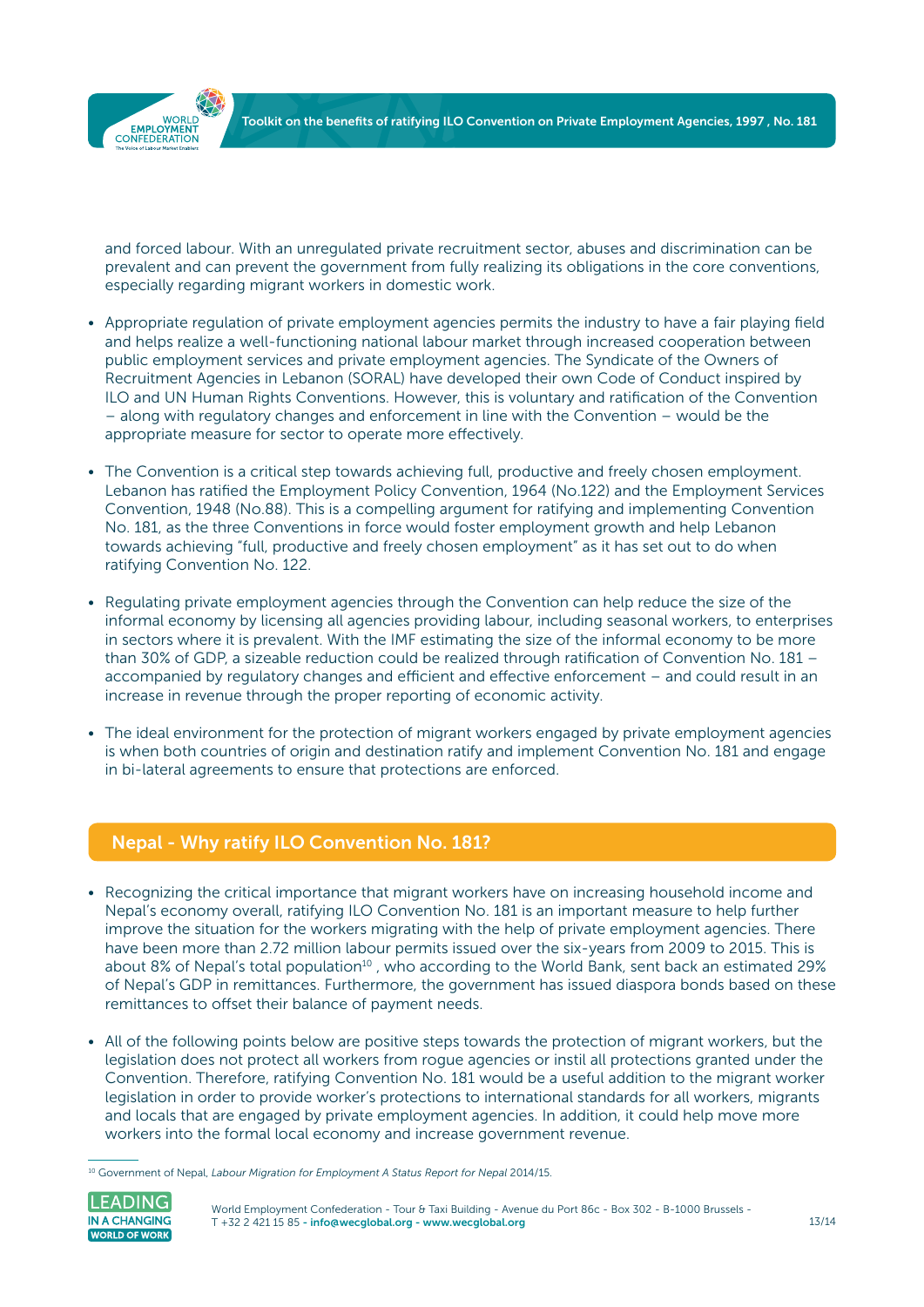and forced labour. With an unregulated private recruitment sector, abuses and discrimination can be prevalent and can prevent the government from fully realizing its obligations in the core conventions, especially regarding migrant workers in domestic work.

- Appropriate regulation of private employment agencies permits the industry to have a fair playing field and helps realize a well-functioning national labour market through increased cooperation between public employment services and private employment agencies. The Syndicate of the Owners of Recruitment Agencies in Lebanon (SORAL) have developed their own Code of Conduct inspired by ILO and UN Human Rights Conventions. However, this is voluntary and ratification of the Convention – along with regulatory changes and enforcement in line with the Convention – would be the appropriate measure for sector to operate more effectively.

- The Convention is a critical step towards achieving full, productive and freely chosen employment. Lebanon has ratified the Employment Policy Convention, 1964 (No.122) and the Employment Services Convention, 1948 (No.88). This is a compelling argument for ratifying and implementing Convention No. 181, as the three Conventions in force would foster employment growth and help Lebanon towards achieving "full, productive and freely chosen employment" as it has set out to do when ratifying Convention No. 122.

- Regulating private employment agencies through the Convention can help reduce the size of the informal economy by licensing all agencies providing labour, including seasonal workers, to enterprises in sectors where it is prevalent. With the IMF estimating the size of the informal economy to be more than 30% of GDP, a sizeable reduction could be realized through ratification of Convention No. 181 – accompanied by regulatory changes and efficient and effective enforcement – and could result in an increase in revenue through the proper reporting of economic activity.

- The ideal environment for the protection of migrant workers engaged by private employment agencies is when both countries of origin and destination ratify and implement Convention No. 181 and engage in bi-lateral agreements to ensure that protections are enforced.

## Nepal - Why ratify ILO Convention No. 181?

- Recognizing the critical importance that migrant workers have on increasing household income and Nepal's economy overall, ratifying ILO Convention No. 181 is an important measure to help further improve the situation for the workers migrating with the help of private employment agencies. There have been more than 2.72 million labour permits issued over the six-years from 2009 to 2015. This is about 8% of Nepal's total population[10] , who according to the World Bank, sent back an estimated 29% of Nepal's GDP in remittances. Furthermore, the government has issued diaspora bonds based on these remittances to offset their balance of payment needs.

- All of the following points below are positive steps towards the protection of migrant workers, but the legislation does not protect all workers from rogue agencies or instil all protections granted under the Convention. Therefore, ratifying Convention No. 181 would be a useful addition to the migrant worker legislation in order to provide worker's protections to international standards for all workers, migrants and locals that are engaged by private employment agencies. In addition, it could help move more workers into the formal local economy and increase government revenue.

[10] Government of Nepal, *Labour Migration for Employment A Status Report for Nepal* 2014/15.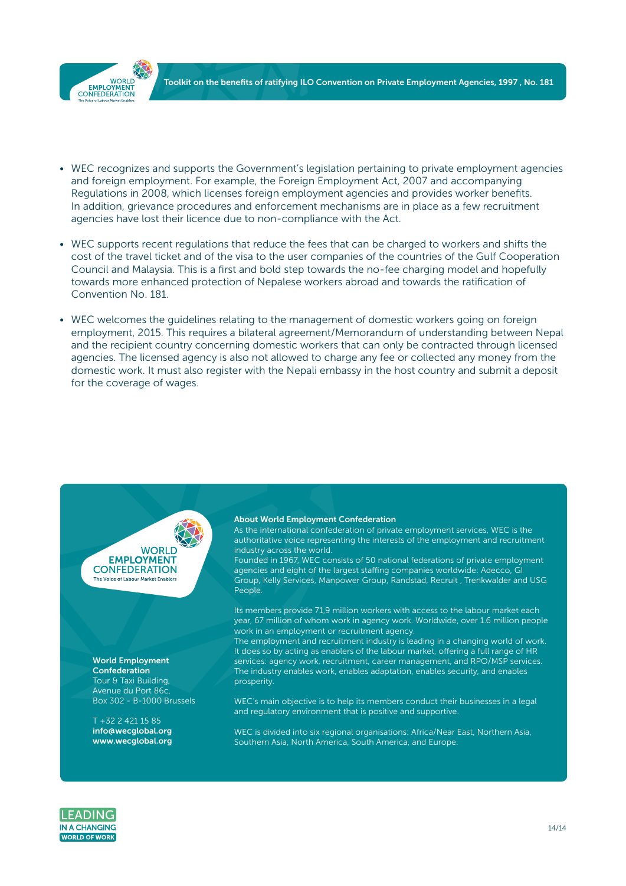- WEC recognizes and supports the Government's legislation pertaining to private employment agencies and foreign employment. For example, the Foreign Employment Act, 2007 and accompanying Regulations in 2008, which licenses foreign employment agencies and provides worker benefits. In addition, grievance procedures and enforcement mechanisms are in place as a few recruitment agencies have lost their licence due to non-compliance with the Act.
- WEC supports recent regulations that reduce the fees that can be charged to workers and shifts the cost of the travel ticket and of the visa to the user companies of the countries of the Gulf Cooperation Council and Malaysia. This is a first and bold step towards the no-fee charging model and hopefully towards more enhanced protection of Nepalese workers abroad and towards the ratification of Convention No. 181.
- WEC welcomes the guidelines relating to the management of domestic workers going on foreign employment, 2015. This requires a bilateral agreement/Memorandum of understanding between Nepal and the recipient country concerning domestic workers that can only be contracted through licensed agencies. The licensed agency is also not allowed to charge any fee or collected any money from the domestic work. It must also register with the Nepali embassy in the host country and submit a deposit for the coverage of wages.

WORLD EMPLOYMENT CONFEDERATION
The Voice of Labour Market Enablers

**World Employment Confederation**
Tour & Taxi Building,
Avenue du Port 86c,
Box 302 - B-1000 Brussels

T +32 2 421 15 85
**info@wecglobal.org**
**www.wecglobal.org**

**About World Employment Confederation**

As the international confederation of private employment services, WEC is the authoritative voice representing the interests of the employment and recruitment industry across the world.

Founded in 1967, WEC consists of 50 national federations of private employment agencies and eight of the largest staffing companies worldwide: Adecco, GI Group, Kelly Services, Manpower Group, Randstad, Recruit , Trenkwalder and USG People.

Its members provide 71,9 million workers with access to the labour market each year, 67 million of whom work in agency work. Worldwide, over 1.6 million people work in an employment or recruitment agency.

The employment and recruitment industry is leading in a changing world of work. It does so by acting as enablers of the labour market, offering a full range of HR services: agency work, recruitment, career management, and RPO/MSP services. The industry enables work, enables adaptation, enables security, and enables prosperity.

WEC's main objective is to help its members conduct their businesses in a legal and regulatory environment that is positive and supportive.

WEC is divided into six regional organisations: Africa/Near East, Northern Asia, Southern Asia, North America, South America, and Europe.

LEADING IN A CHANGING WORLD OF WORK